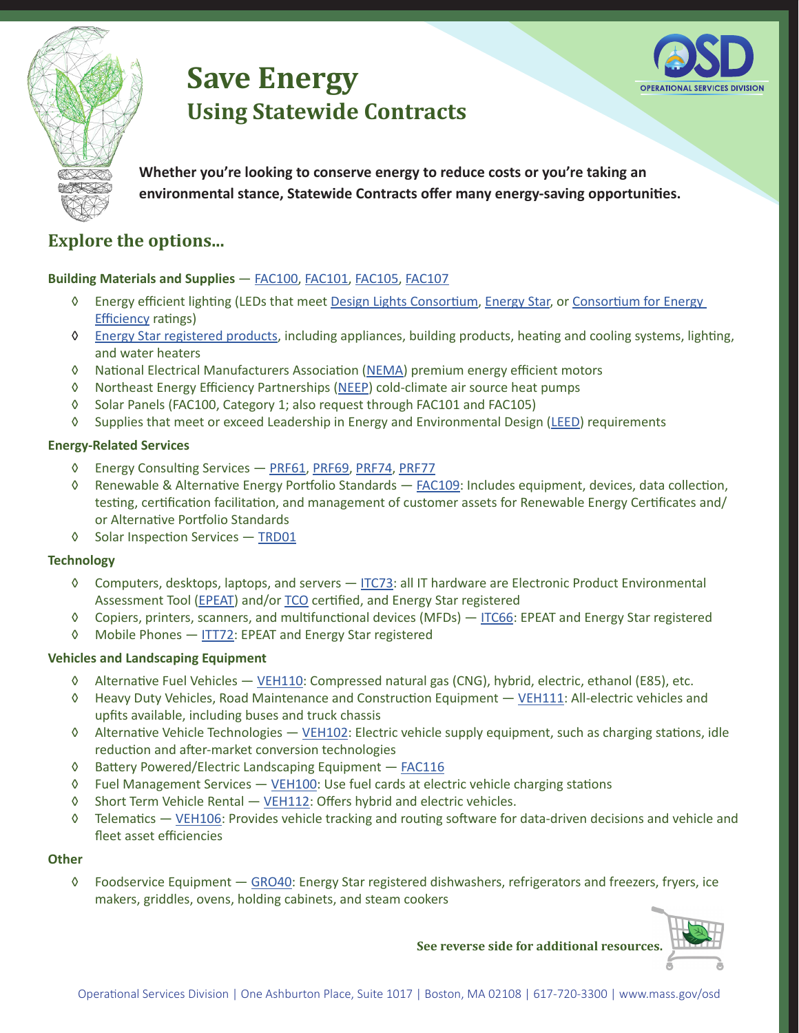# Save Energy

## Using Statewide Contracts

**Whether you're looking to conserve energy to reduce costs or you're taking an environmental stance, Statewide Contracts offer many energy-saving opportunities.**

## Explore the options...

**Building Materials and Supplies** — FAC100, FAC101, FAC105, FAC107

- Energy efficient lighting (LEDs that meet Design Lights Consortium, Energy Star, or Consortium for Energy Efficiency ratings)
- Energy Star registered products, including appliances, building products, heating and cooling systems, lighting, and water heaters
- National Electrical Manufacturers Association (NEMA) premium energy efficient motors
- Northeast Energy Efficiency Partnerships (NEEP) cold-climate air source heat pumps
- Solar Panels (FAC100, Category 1; also request through FAC101 and FAC105)
- Supplies that meet or exceed Leadership in Energy and Environmental Design (LEED) requirements

**Energy-Related Services**

- Energy Consulting Services — PRF61, PRF69, PRF74, PRF77
- Renewable & Alternative Energy Portfolio Standards — FAC109: Includes equipment, devices, data collection, testing, certification facilitation, and management of customer assets for Renewable Energy Certificates and/or Alternative Portfolio Standards
- Solar Inspection Services — TRD01

**Technology**

- Computers, desktops, laptops, and servers — ITC73: all IT hardware are Electronic Product Environmental Assessment Tool (EPEAT) and/or TCO certified, and Energy Star registered
- Copiers, printers, scanners, and multifunctional devices (MFDs) — ITC66: EPEAT and Energy Star registered
- Mobile Phones — ITT72: EPEAT and Energy Star registered

**Vehicles and Landscaping Equipment**

- Alternative Fuel Vehicles — VEH110: Compressed natural gas (CNG), hybrid, electric, ethanol (E85), etc.
- Heavy Duty Vehicles, Road Maintenance and Construction Equipment — VEH111: All-electric vehicles and upfits available, including buses and truck chassis
- Alternative Vehicle Technologies — VEH102: Electric vehicle supply equipment, such as charging stations, idle reduction and after-market conversion technologies
- Battery Powered/Electric Landscaping Equipment — FAC116
- Fuel Management Services — VEH100: Use fuel cards at electric vehicle charging stations
- Short Term Vehicle Rental — VEH112: Offers hybrid and electric vehicles.
- Telematics — VEH106: Provides vehicle tracking and routing software for data-driven decisions and vehicle and fleet asset efficiencies

**Other**

- Foodservice Equipment — GRO40: Energy Star registered dishwashers, refrigerators and freezers, fryers, ice makers, griddles, ovens, holding cabinets, and steam cookers

**See reverse side for additional resources.**

Operational Services Division | One Ashburton Place, Suite 1017 | Boston, MA 02108 | 617-720-3300 | www.mass.gov/osd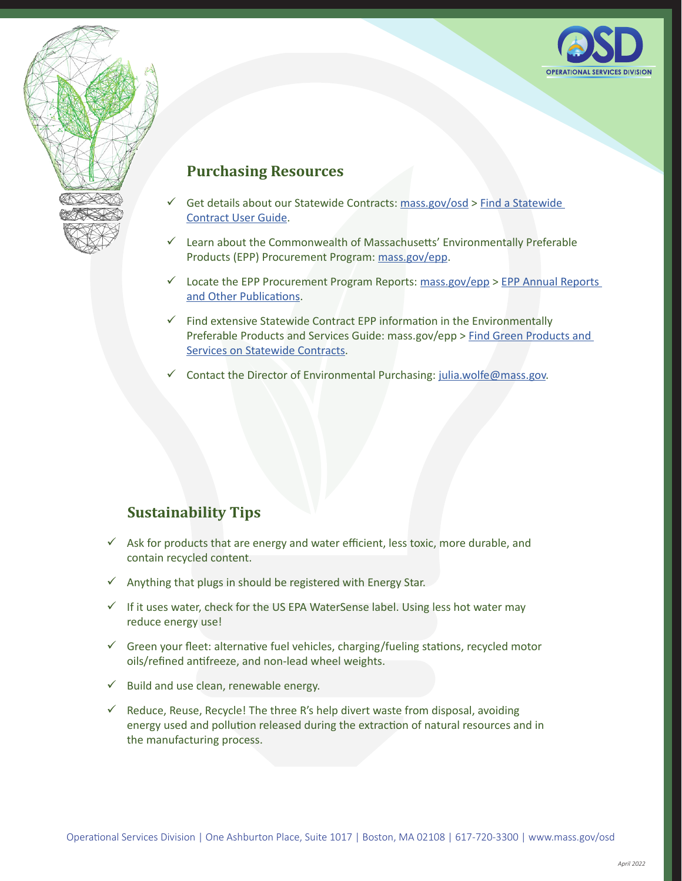## Purchasing Resources

- ✓ Get details about our Statewide Contracts: mass.gov/osd > Find a Statewide Contract User Guide.
- ✓ Learn about the Commonwealth of Massachusetts' Environmentally Preferable Products (EPP) Procurement Program: mass.gov/epp.
- ✓ Locate the EPP Procurement Program Reports: mass.gov/epp > EPP Annual Reports and Other Publications.
- ✓ Find extensive Statewide Contract EPP information in the Environmentally Preferable Products and Services Guide: mass.gov/epp > Find Green Products and Services on Statewide Contracts.
- ✓ Contact the Director of Environmental Purchasing: julia.wolfe@mass.gov.

## Sustainability Tips

- ✓ Ask for products that are energy and water efficient, less toxic, more durable, and contain recycled content.
- ✓ Anything that plugs in should be registered with Energy Star.
- ✓ If it uses water, check for the US EPA WaterSense label. Using less hot water may reduce energy use!
- ✓ Green your fleet: alternative fuel vehicles, charging/fueling stations, recycled motor oils/refined antifreeze, and non-lead wheel weights.
- ✓ Build and use clean, renewable energy.
- ✓ Reduce, Reuse, Recycle! The three R's help divert waste from disposal, avoiding energy used and pollution released during the extraction of natural resources and in the manufacturing process.

Operational Services Division | One Ashburton Place, Suite 1017 | Boston, MA 02108 | 617-720-3300 | www.mass.gov/osd

*April 2022*